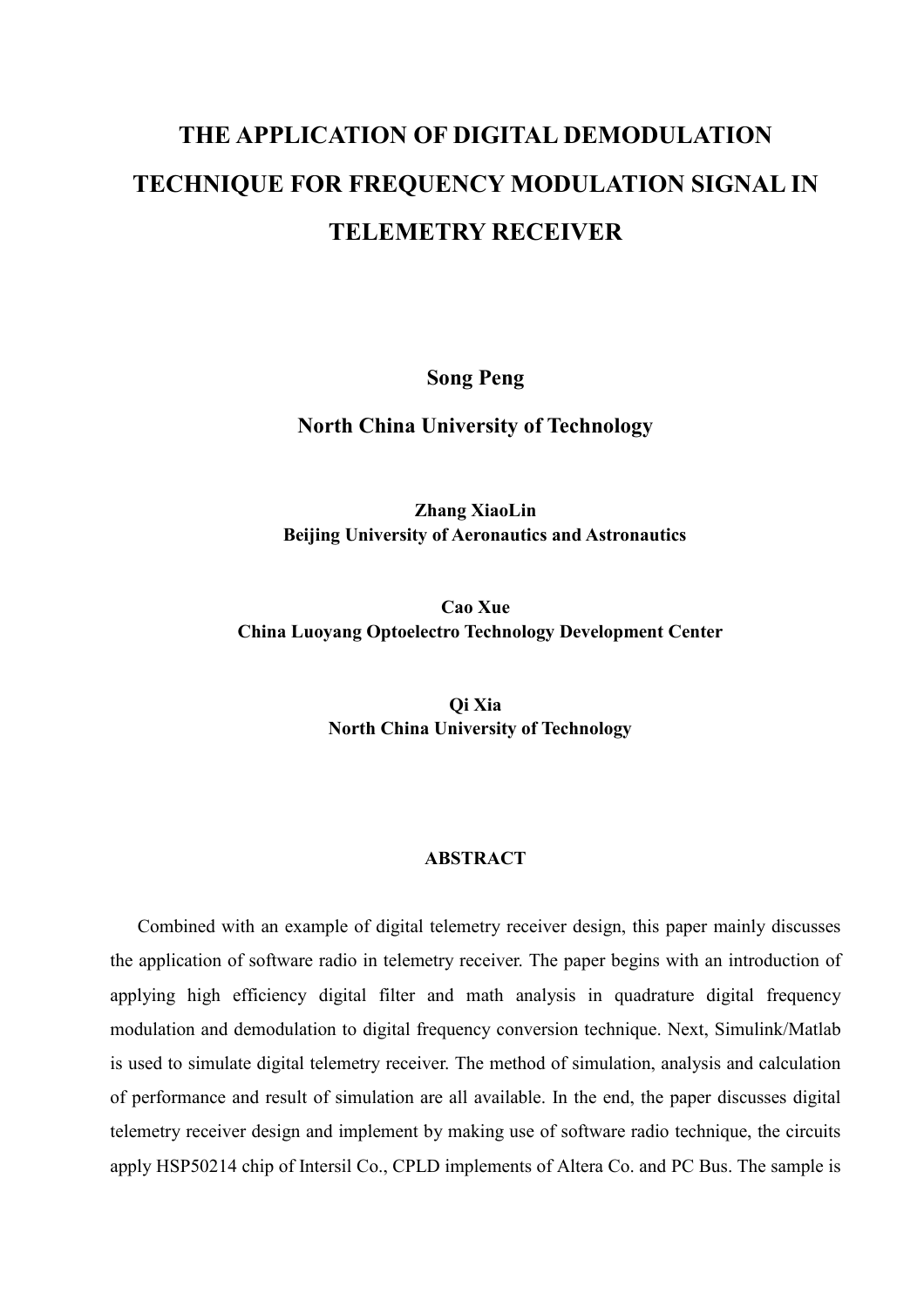# THE APPLICATION OF DIGITAL DEMODULATION TECHNIQUE FOR FREQUENCY MODULATION SIGNAL IN TELEMETRY RECEIVER

**Song Peng**

**North China University of Technology**

**Zhang XiaoLin**
**Beijing University of Aeronautics and Astronautics**

**Cao Xue**
**China Luoyang Optoelectro Technology Development Center**

**Qi Xia**
**North China University of Technology**

## ABSTRACT

Combined with an example of digital telemetry receiver design, this paper mainly discusses the application of software radio in telemetry receiver. The paper begins with an introduction of applying high efficiency digital filter and math analysis in quadrature digital frequency modulation and demodulation to digital frequency conversion technique. Next, Simulink/Matlab is used to simulate digital telemetry receiver. The method of simulation, analysis and calculation of performance and result of simulation are all available. In the end, the paper discusses digital telemetry receiver design and implement by making use of software radio technique, the circuits apply HSP50214 chip of Intersil Co., CPLD implements of Altera Co. and PC Bus. The sample is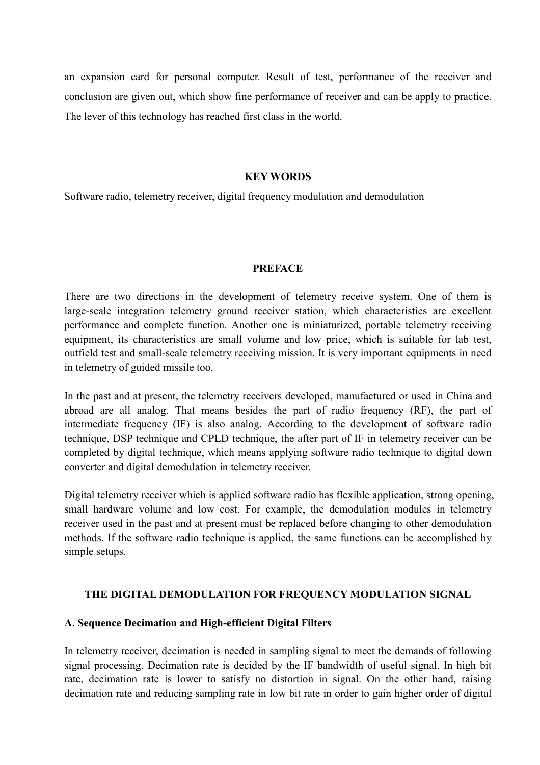an expansion card for personal computer. Result of test, performance of the receiver and conclusion are given out, which show fine performance of receiver and can be apply to practice. The lever of this technology has reached first class in the world.

## KEY WORDS

Software radio, telemetry receiver, digital frequency modulation and demodulation

## PREFACE

There are two directions in the development of telemetry receive system. One of them is large-scale integration telemetry ground receiver station, which characteristics are excellent performance and complete function. Another one is miniaturized, portable telemetry receiving equipment, its characteristics are small volume and low price, which is suitable for lab test, outfield test and small-scale telemetry receiving mission. It is very important equipments in need in telemetry of guided missile too.

In the past and at present, the telemetry receivers developed, manufactured or used in China and abroad are all analog. That means besides the part of radio frequency (RF), the part of intermediate frequency (IF) is also analog. According to the development of software radio technique, DSP technique and CPLD technique, the after part of IF in telemetry receiver can be completed by digital technique, which means applying software radio technique to digital down converter and digital demodulation in telemetry receiver.

Digital telemetry receiver which is applied software radio has flexible application, strong opening, small hardware volume and low cost. For example, the demodulation modules in telemetry receiver used in the past and at present must be replaced before changing to other demodulation methods. If the software radio technique is applied, the same functions can be accomplished by simple setups.

## THE DIGITAL DEMODULATION FOR FREQUENCY MODULATION SIGNAL

### A. Sequence Decimation and High-efficient Digital Filters

In telemetry receiver, decimation is needed in sampling signal to meet the demands of following signal processing. Decimation rate is decided by the IF bandwidth of useful signal. In high bit rate, decimation rate is lower to satisfy no distortion in signal. On the other hand, raising decimation rate and reducing sampling rate in low bit rate in order to gain higher order of digital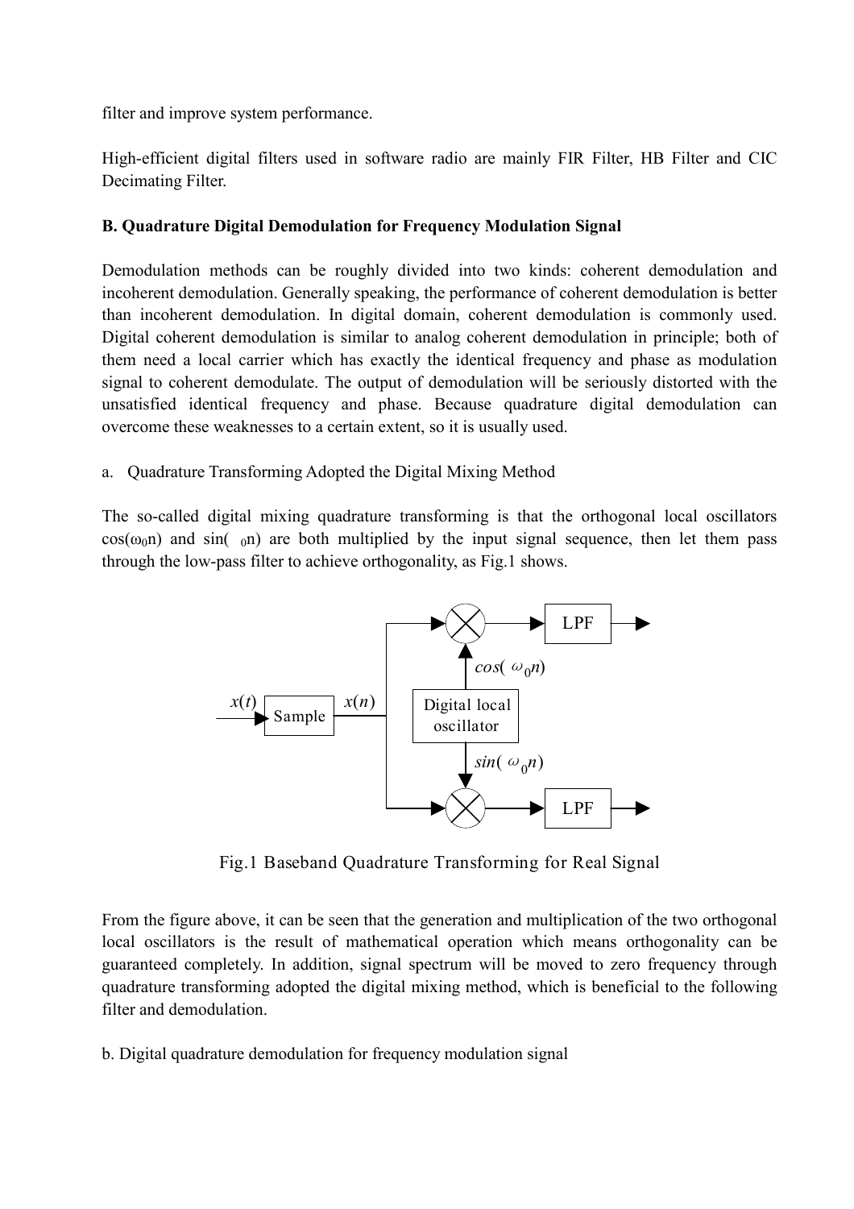filter and improve system performance.

High-efficient digital filters used in software radio are mainly FIR Filter, HB Filter and CIC Decimating Filter.

**B. Quadrature Digital Demodulation for Frequency Modulation Signal**

Demodulation methods can be roughly divided into two kinds: coherent demodulation and incoherent demodulation. Generally speaking, the performance of coherent demodulation is better than incoherent demodulation. In digital domain, coherent demodulation is commonly used. Digital coherent demodulation is similar to analog coherent demodulation in principle; both of them need a local carrier which has exactly the identical frequency and phase as modulation signal to coherent demodulate. The output of demodulation will be seriously distorted with the unsatisfied identical frequency and phase. Because quadrature digital demodulation can overcome these weaknesses to a certain extent, so it is usually used.

a. Quadrature Transforming Adopted the Digital Mixing Method

The so-called digital mixing quadrature transforming is that the orthogonal local oscillators $\cos(\omega_0 n)$ and $\sin(\ _0 n)$ are both multiplied by the input signal sequence, then let them pass through the low-pass filter to achieve orthogonality, as Fig.1 shows.

Fig.1 Baseband Quadrature Transforming for Real Signal

From the figure above, it can be seen that the generation and multiplication of the two orthogonal local oscillators is the result of mathematical operation which means orthogonality can be guaranteed completely. In addition, signal spectrum will be moved to zero frequency through quadrature transforming adopted the digital mixing method, which is beneficial to the following filter and demodulation.

b. Digital quadrature demodulation for frequency modulation signal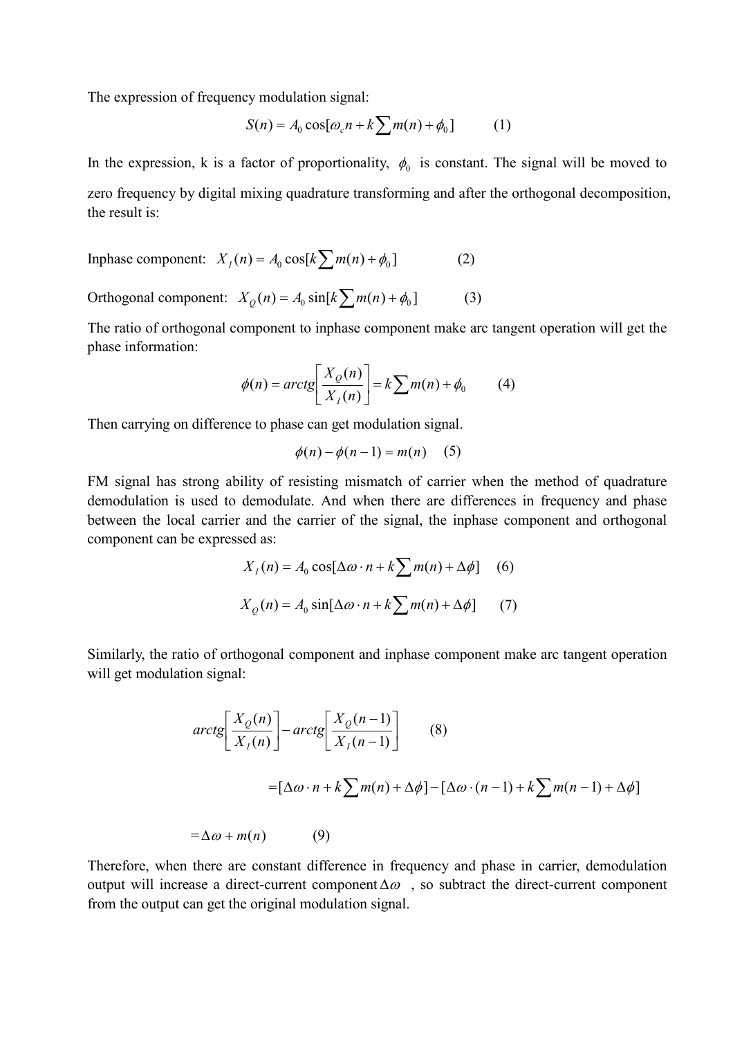The expression of frequency modulation signal:

$$S(n) = A_0 \cos[\omega_c n + k\sum m(n) + \phi_0] \qquad (1)$$

In the expression, k is a factor of proportionality, $\phi_0$ is constant. The signal will be moved to zero frequency by digital mixing quadrature transforming and after the orthogonal decomposition, the result is:

Inphase component: $X_I(n) = A_0 \cos[k\sum m(n) + \phi_0]$ (2)

Orthogonal component: $X_Q(n) = A_0 \sin[k\sum m(n) + \phi_0]$ (3)

The ratio of orthogonal component to inphase component make arc tangent operation will get the phase information:

$$\phi(n) = arctg\left[\frac{X_Q(n)}{X_I(n)}\right] = k\sum m(n) + \phi_0 \qquad (4)$$

Then carrying on difference to phase can get modulation signal.

$$\phi(n) - \phi(n-1) = m(n) \qquad (5)$$

FM signal has strong ability of resisting mismatch of carrier when the method of quadrature demodulation is used to demodulate. And when there are differences in frequency and phase between the local carrier and the carrier of the signal, the inphase component and orthogonal component can be expressed as:

$$X_I(n) = A_0 \cos[\Delta\omega \cdot n + k\sum m(n) + \Delta\phi] \qquad (6)$$

$$X_Q(n) = A_0 \sin[\Delta\omega \cdot n + k\sum m(n) + \Delta\phi] \qquad (7)$$

Similarly, the ratio of orthogonal component and inphase component make arc tangent operation will get modulation signal:

$$arctg\left[\frac{X_Q(n)}{X_I(n)}\right] - arctg\left[\frac{X_Q(n-1)}{X_I(n-1)}\right] \qquad (8)$$

$$= [\Delta\omega \cdot n + k\sum m(n) + \Delta\phi] - [\Delta\omega \cdot (n-1) + k\sum m(n-1) + \Delta\phi]$$

$$= \Delta\omega + m(n) \qquad (9)$$

Therefore, when there are constant difference in frequency and phase in carrier, demodulation output will increase a direct-current component $\Delta\omega$ , so subtract the direct-current component from the output can get the original modulation signal.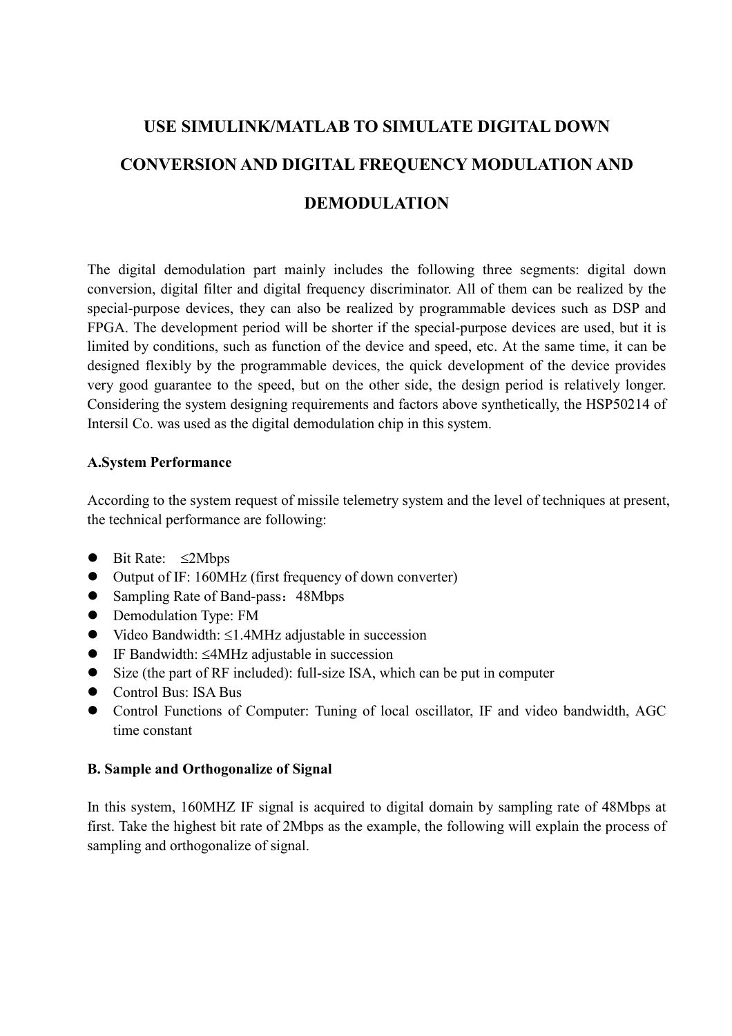# USE SIMULINK/MATLAB TO SIMULATE DIGITAL DOWN CONVERSION AND DIGITAL FREQUENCY MODULATION AND DEMODULATION

The digital demodulation part mainly includes the following three segments: digital down conversion, digital filter and digital frequency discriminator. All of them can be realized by the special-purpose devices, they can also be realized by programmable devices such as DSP and FPGA. The development period will be shorter if the special-purpose devices are used, but it is limited by conditions, such as function of the device and speed, etc. At the same time, it can be designed flexibly by the programmable devices, the quick development of the device provides very good guarantee to the speed, but on the other side, the design period is relatively longer. Considering the system designing requirements and factors above synthetically, the HSP50214 of Intersil Co. was used as the digital demodulation chip in this system.

**A.System Performance**

According to the system request of missile telemetry system and the level of techniques at present, the technical performance are following:

- Bit Rate: ≤2Mbps
- Output of IF: 160MHz (first frequency of down converter)
- Sampling Rate of Band-pass：48Mbps
- Demodulation Type: FM
- Video Bandwidth: ≤1.4MHz adjustable in succession
- IF Bandwidth: ≤4MHz adjustable in succession
- Size (the part of RF included): full-size ISA, which can be put in computer
- Control Bus: ISA Bus
- Control Functions of Computer: Tuning of local oscillator, IF and video bandwidth, AGC time constant

**B. Sample and Orthogonalize of Signal**

In this system, 160MHZ IF signal is acquired to digital domain by sampling rate of 48Mbps at first. Take the highest bit rate of 2Mbps as the example, the following will explain the process of sampling and orthogonalize of signal.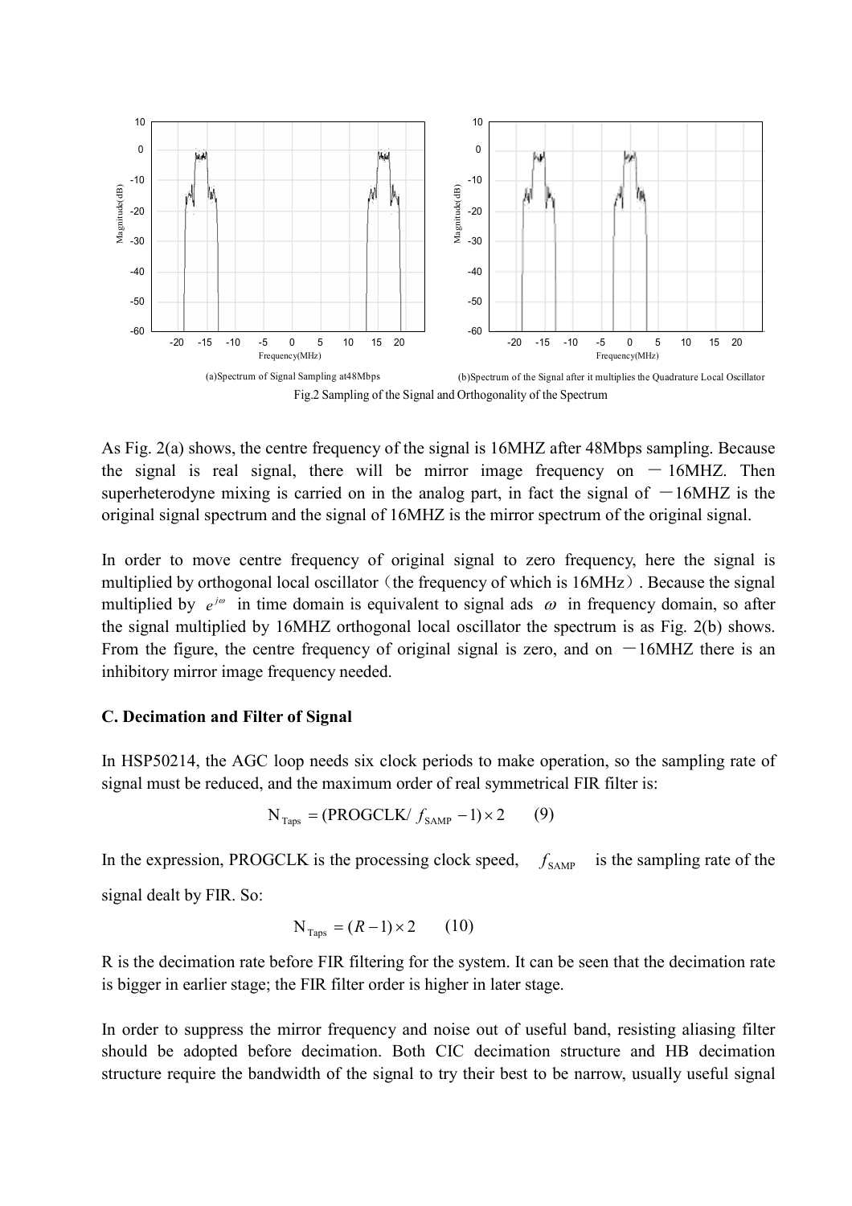(a)Spectrum of Signal Sampling at48Mbps

(b)Spectrum of the Signal after it multiplies the Quadrature Local Oscillator

Fig.2 Sampling of the Signal and Orthogonality of the Spectrum

As Fig. 2(a) shows, the centre frequency of the signal is 16MHZ after 48Mbps sampling. Because the signal is real signal, there will be mirror image frequency on －16MHZ. Then superheterodyne mixing is carried on in the analog part, in fact the signal of －16MHZ is the original signal spectrum and the signal of 16MHZ is the mirror spectrum of the original signal.

In order to move centre frequency of original signal to zero frequency, here the signal is multiplied by orthogonal local oscillator（the frequency of which is 16MHz）. Because the signal multiplied by $e^{j\omega}$ in time domain is equivalent to signal ads $\omega$ in frequency domain, so after the signal multiplied by 16MHZ orthogonal local oscillator the spectrum is as Fig. 2(b) shows. From the figure, the centre frequency of original signal is zero, and on －16MHZ there is an inhibitory mirror image frequency needed.

### C. Decimation and Filter of Signal

In HSP50214, the AGC loop needs six clock periods to make operation, so the sampling rate of signal must be reduced, and the maximum order of real symmetrical FIR filter is:

$$\mathrm{N}_{\mathrm{Taps}} = (\mathrm{PROGCLK}/\ f_{\mathrm{SAMP}} - 1) \times 2 \qquad (9)$$

In the expression, PROGCLK is the processing clock speed, $f_{\mathrm{SAMP}}$ is the sampling rate of the signal dealt by FIR. So:

$$\mathrm{N}_{\mathrm{Taps}} = (R - 1) \times 2 \qquad (10)$$

R is the decimation rate before FIR filtering for the system. It can be seen that the decimation rate is bigger in earlier stage; the FIR filter order is higher in later stage.

In order to suppress the mirror frequency and noise out of useful band, resisting aliasing filter should be adopted before decimation. Both CIC decimation structure and HB decimation structure require the bandwidth of the signal to try their best to be narrow, usually useful signal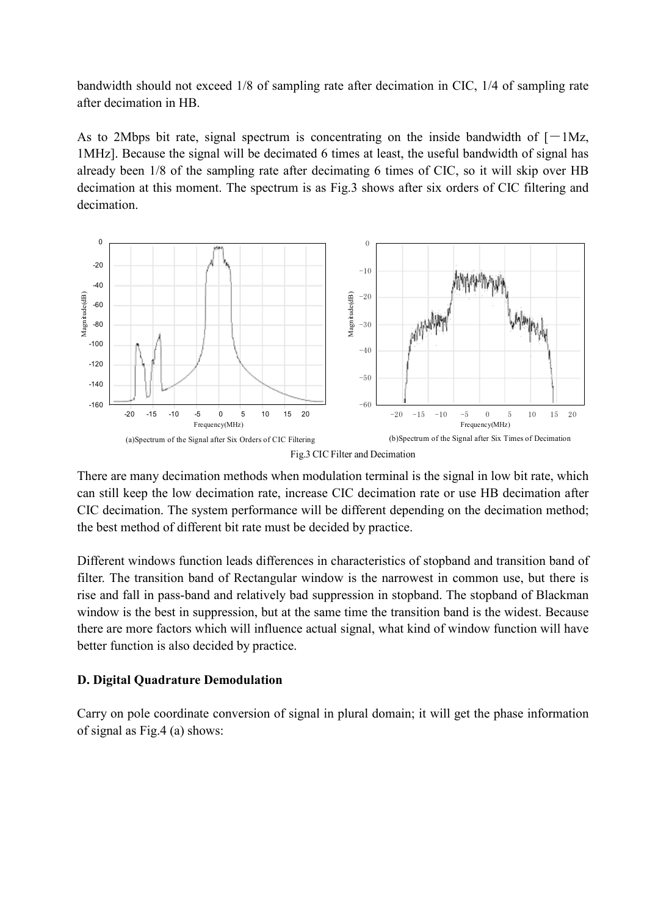bandwidth should not exceed 1/8 of sampling rate after decimation in CIC, 1/4 of sampling rate after decimation in HB.

As to 2Mbps bit rate, signal spectrum is concentrating on the inside bandwidth of [－1Mz, 1MHz]. Because the signal will be decimated 6 times at least, the useful bandwidth of signal has already been 1/8 of the sampling rate after decimating 6 times of CIC, so it will skip over HB decimation at this moment. The spectrum is as Fig.3 shows after six orders of CIC filtering and decimation.

(a)Spectrum of the Signal after Six Orders of CIC Filtering

(b)Spectrum of the Signal after Six Times of Decimation

Fig.3 CIC Filter and Decimation

There are many decimation methods when modulation terminal is the signal in low bit rate, which can still keep the low decimation rate, increase CIC decimation rate or use HB decimation after CIC decimation. The system performance will be different depending on the decimation method; the best method of different bit rate must be decided by practice.

Different windows function leads differences in characteristics of stopband and transition band of filter. The transition band of Rectangular window is the narrowest in common use, but there is rise and fall in pass-band and relatively bad suppression in stopband. The stopband of Blackman window is the best in suppression, but at the same time the transition band is the widest. Because there are more factors which will influence actual signal, what kind of window function will have better function is also decided by practice.

**D. Digital Quadrature Demodulation**

Carry on pole coordinate conversion of signal in plural domain; it will get the phase information of signal as Fig.4 (a) shows: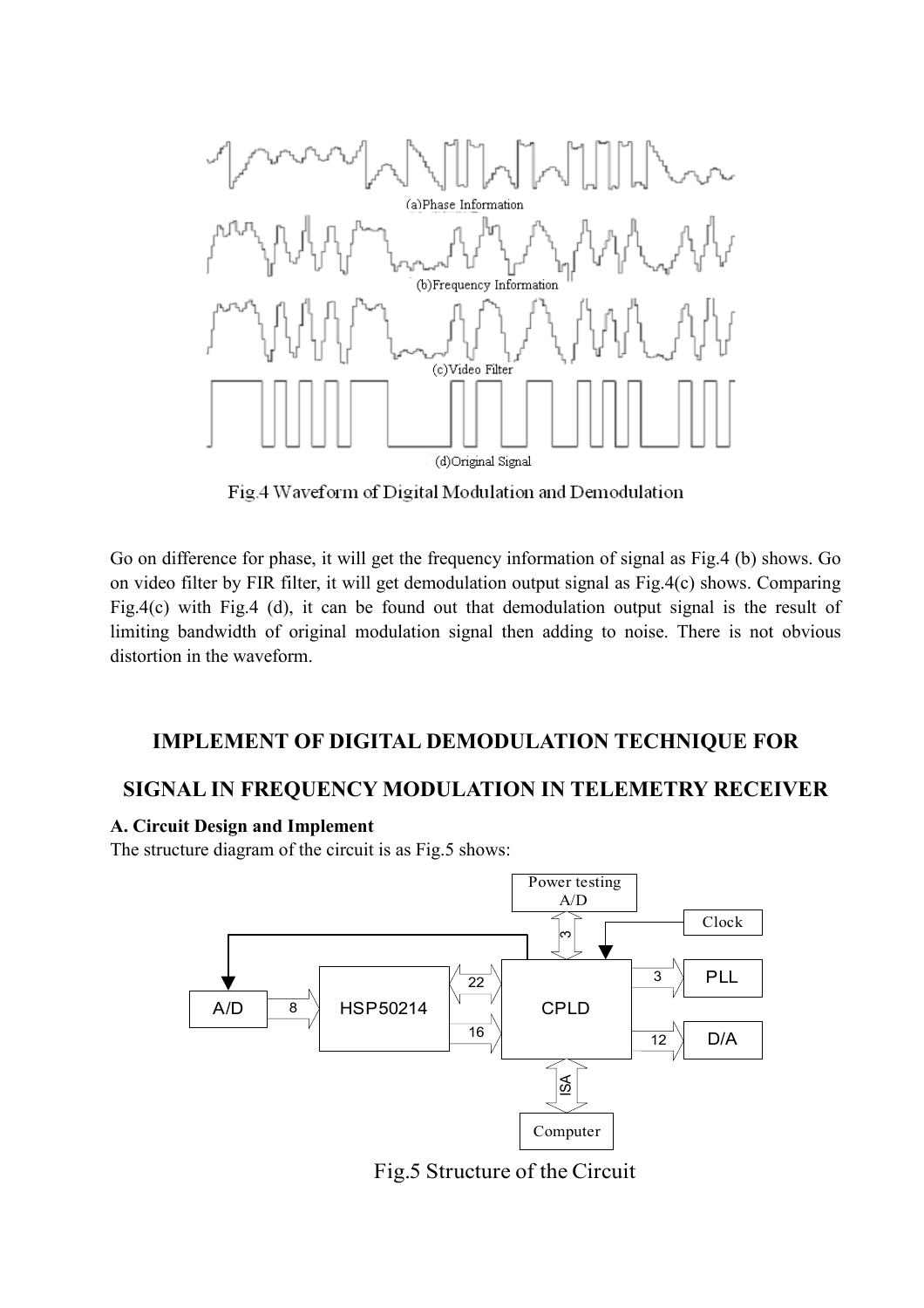Fig.4 Waveform of Digital Modulation and Demodulation

Go on difference for phase, it will get the frequency information of signal as Fig.4 (b) shows. Go on video filter by FIR filter, it will get demodulation output signal as Fig.4(c) shows. Comparing Fig.4(c) with Fig.4 (d), it can be found out that demodulation output signal is the result of limiting bandwidth of original modulation signal then adding to noise. There is not obvious distortion in the waveform.

## IMPLEMENT OF DIGITAL DEMODULATION TECHNIQUE FOR SIGNAL IN FREQUENCY MODULATION IN TELEMETRY RECEIVER

**A. Circuit Design and Implement**

The structure diagram of the circuit is as Fig.5 shows:

Fig.5 Structure of the Circuit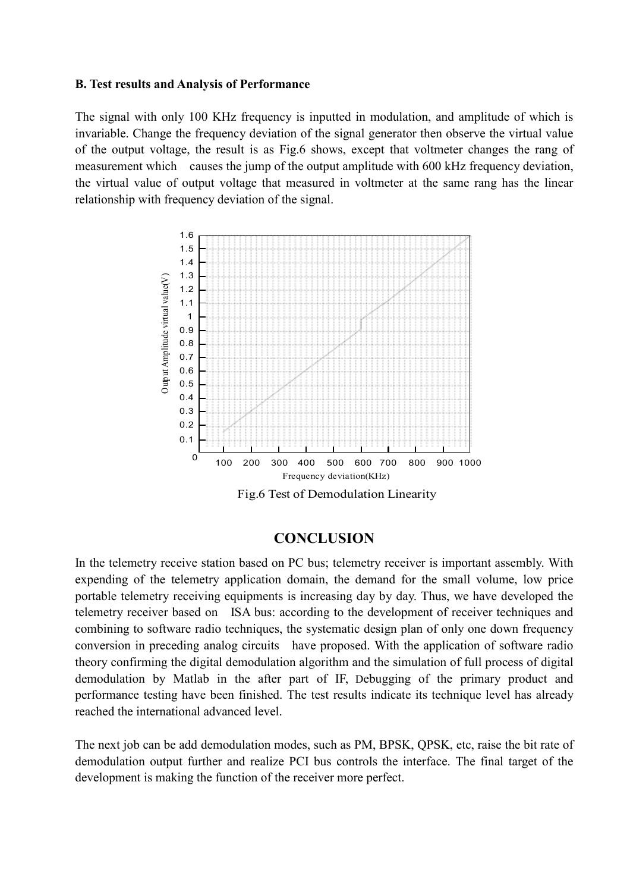**B. Test results and Analysis of Performance**

The signal with only 100 KHz frequency is inputted in modulation, and amplitude of which is invariable. Change the frequency deviation of the signal generator then observe the virtual value of the output voltage, the result is as Fig.6 shows, except that voltmeter changes the rang of measurement which causes the jump of the output amplitude with 600 kHz frequency deviation, the virtual value of output voltage that measured in voltmeter at the same rang has the linear relationship with frequency deviation of the signal.

Fig.6 Test of Demodulation Linearity

## CONCLUSION

In the telemetry receive station based on PC bus; telemetry receiver is important assembly. With expending of the telemetry application domain, the demand for the small volume, low price portable telemetry receiving equipments is increasing day by day. Thus, we have developed the telemetry receiver based on ISA bus: according to the development of receiver techniques and combining to software radio techniques, the systematic design plan of only one down frequency conversion in preceding analog circuits have proposed. With the application of software radio theory confirming the digital demodulation algorithm and the simulation of full process of digital demodulation by Matlab in the after part of IF, Debugging of the primary product and performance testing have been finished. The test results indicate its technique level has already reached the international advanced level.

The next job can be add demodulation modes, such as PM, BPSK, QPSK, etc, raise the bit rate of demodulation output further and realize PCI bus controls the interface. The final target of the development is making the function of the receiver more perfect.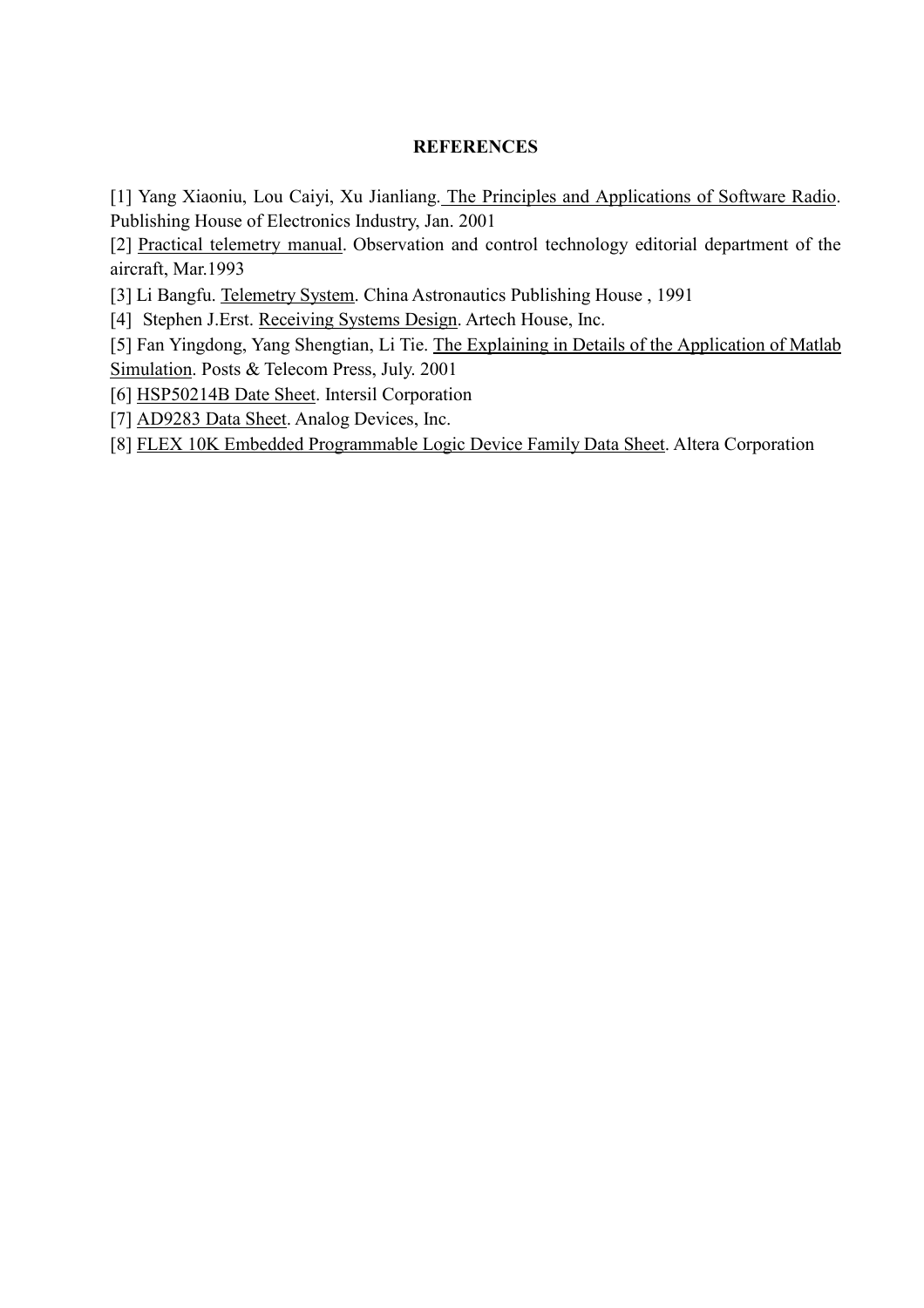## REFERENCES

[1] Yang Xiaoniu, Lou Caiyi, Xu Jianliang. The Principles and Applications of Software Radio. Publishing House of Electronics Industry, Jan. 2001

[2] Practical telemetry manual. Observation and control technology editorial department of the aircraft, Mar.1993

[3] Li Bangfu. Telemetry System. China Astronautics Publishing House , 1991

[4] Stephen J.Erst. Receiving Systems Design. Artech House, Inc.

[5] Fan Yingdong, Yang Shengtian, Li Tie. The Explaining in Details of the Application of Matlab Simulation. Posts & Telecom Press, July. 2001

[6] HSP50214B Date Sheet. Intersil Corporation

[7] AD9283 Data Sheet. Analog Devices, Inc.

[8] FLEX 10K Embedded Programmable Logic Device Family Data Sheet. Altera Corporation